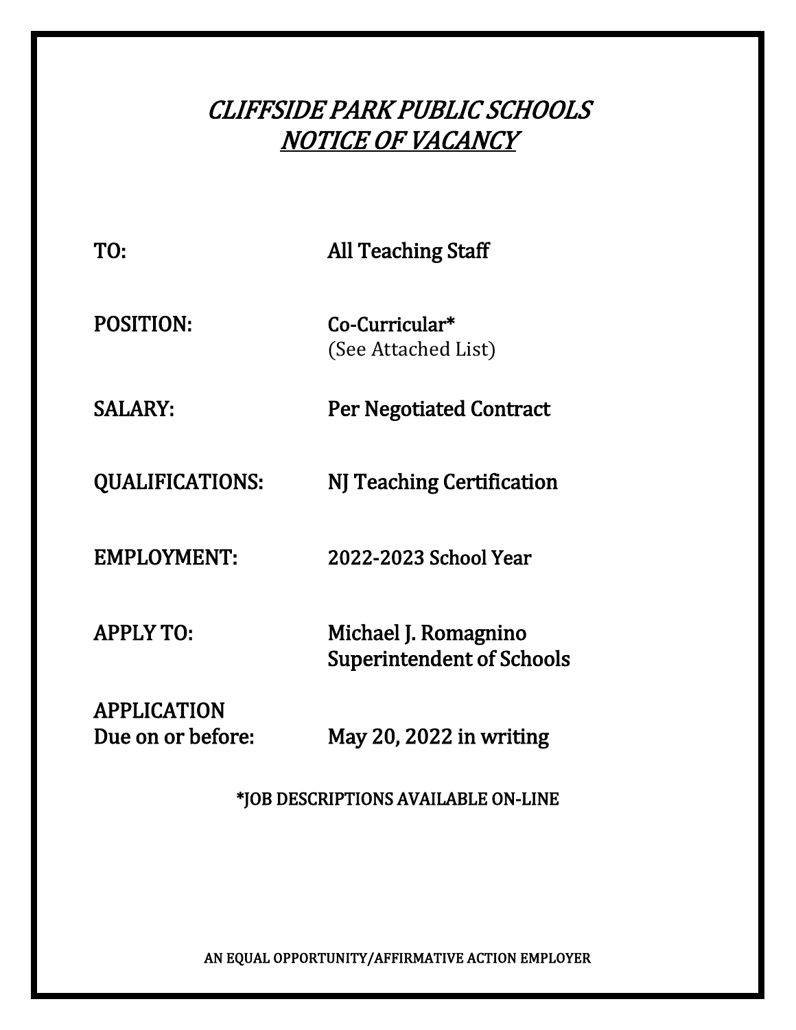# *CLIFFSIDE PARK PUBLIC SCHOOLS*
## ***NOTICE OF VACANCY***

| | |
|---|---|
| TO: | All Teaching Staff |
| POSITION: | Co-Curricular*<br>(See Attached List) |
| SALARY: | Per Negotiated Contract |
| QUALIFICATIONS: | NJ Teaching Certification |
| EMPLOYMENT: | 2022-2023 School Year |
| APPLY TO: | Michael J. Romagnino<br>Superintendent of Schools |
| APPLICATION<br>Due on or before: | May 20, 2022 in writing |

*JOB DESCRIPTIONS AVAILABLE ON-LINE

AN EQUAL OPPORTUNITY/AFFIRMATIVE ACTION EMPLOYER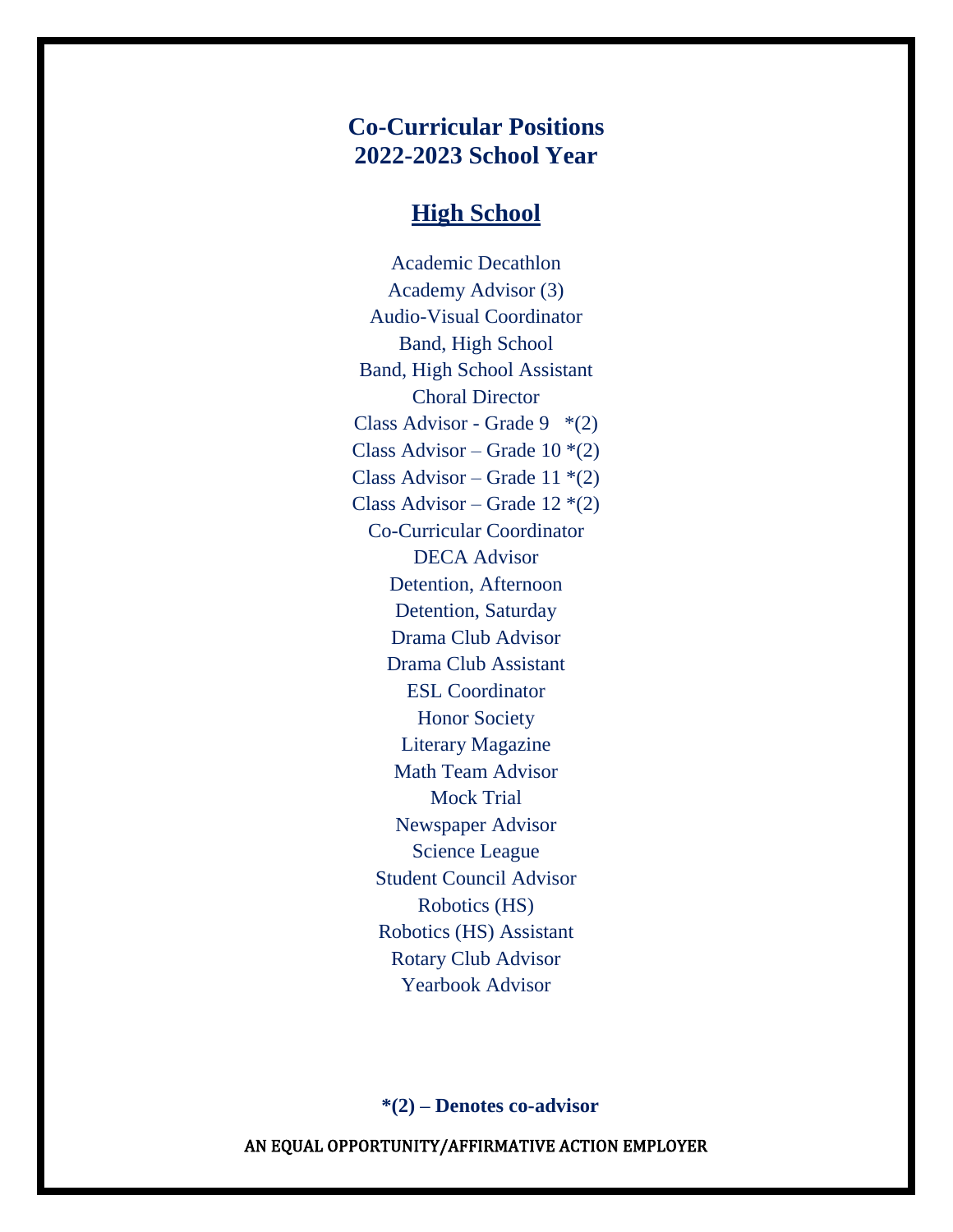# Co-Curricular Positions
# 2022-2023 School Year

## High School

Academic Decathlon
Academy Advisor (3)
Audio-Visual Coordinator
Band, High School
Band, High School Assistant
Choral Director
Class Advisor - Grade 9 *(2)
Class Advisor – Grade 10 *(2)
Class Advisor – Grade 11 *(2)
Class Advisor – Grade 12 *(2)
Co-Curricular Coordinator
DECA Advisor
Detention, Afternoon
Detention, Saturday
Drama Club Advisor
Drama Club Assistant
ESL Coordinator
Honor Society
Literary Magazine
Math Team Advisor
Mock Trial
Newspaper Advisor
Science League
Student Council Advisor
Robotics (HS)
Robotics (HS) Assistant
Rotary Club Advisor
Yearbook Advisor

**\*(2) – Denotes co-advisor**

AN EQUAL OPPORTUNITY/AFFIRMATIVE ACTION EMPLOYER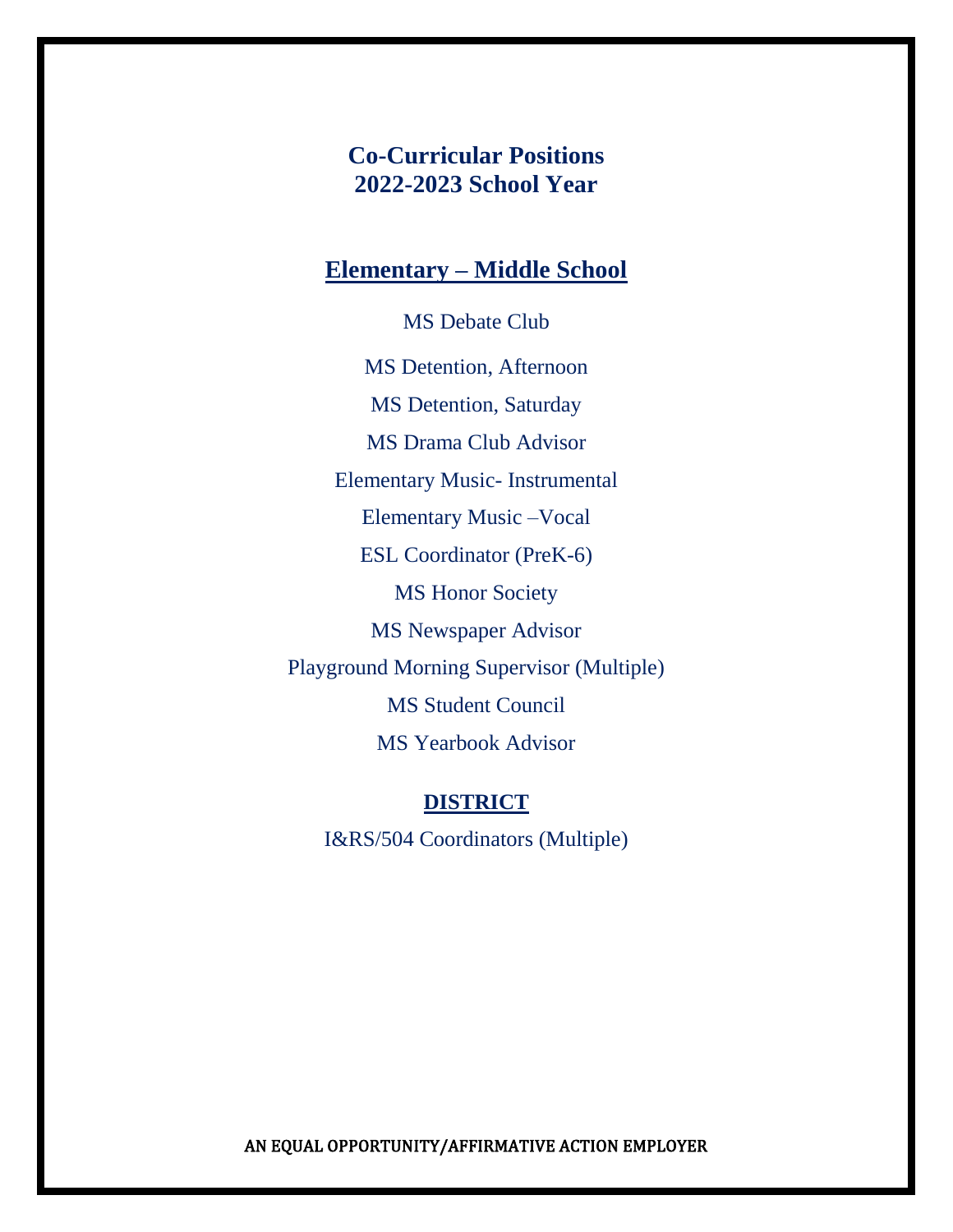# Co-Curricular Positions
# 2022-2023 School Year

## Elementary – Middle School

MS Debate Club

MS Detention, Afternoon

MS Detention, Saturday

MS Drama Club Advisor

Elementary Music- Instrumental

Elementary Music –Vocal

ESL Coordinator (PreK-6)

MS Honor Society

MS Newspaper Advisor

Playground Morning Supervisor (Multiple)

MS Student Council

MS Yearbook Advisor

## DISTRICT

I&RS/504 Coordinators (Multiple)

AN EQUAL OPPORTUNITY/AFFIRMATIVE ACTION EMPLOYER